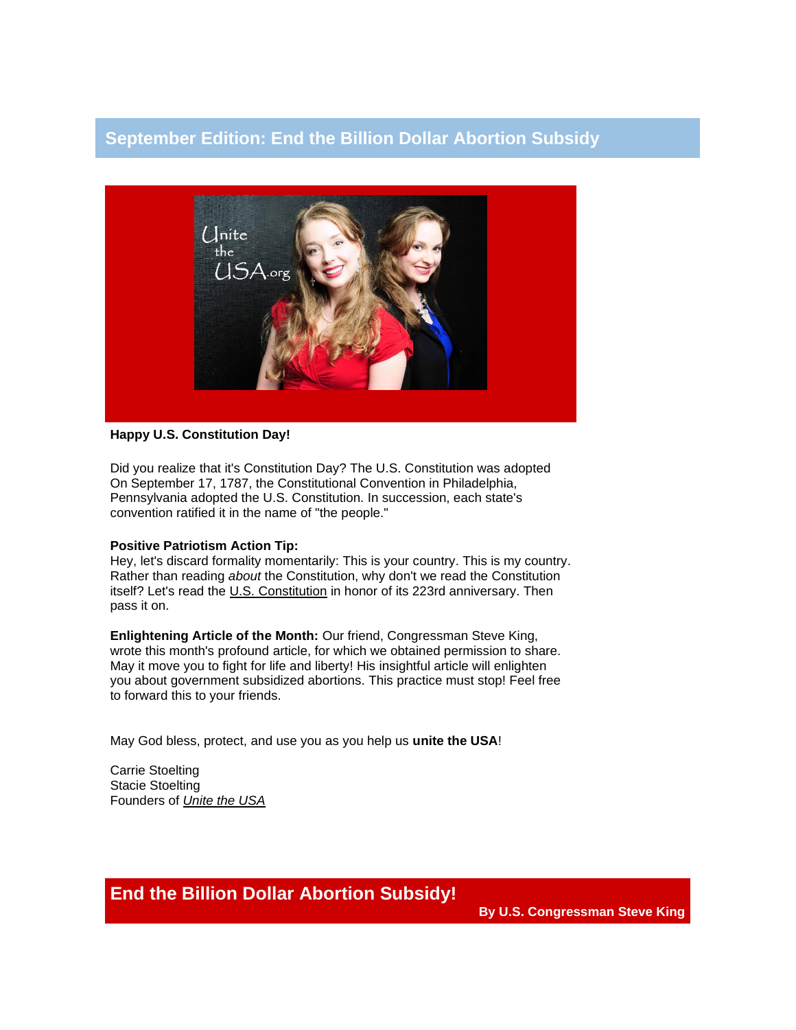## September Edition: End the Billion Dollar Abortion Subsidy

**Happy U.S. Constitution Day!**

Did you realize that it's Constitution Day? The U.S. Constitution was adopted On September 17, 1787, the Constitutional Convention in Philadelphia, Pennsylvania adopted the U.S. Constitution. In succession, each state's convention ratified it in the name of "the people."

**Positive Patriotism Action Tip:**
Hey, let's discard formality momentarily: This is your country. This is my country. Rather than reading *about* the Constitution, why don't we read the Constitution itself? Let's read the U.S. Constitution in honor of its 223rd anniversary. Then pass it on.

**Enlightening Article of the Month:** Our friend, Congressman Steve King, wrote this month's profound article, for which we obtained permission to share. May it move you to fight for life and liberty! His insightful article will enlighten you about government subsidized abortions. This practice must stop! Feel free to forward this to your friends.

May God bless, protect, and use you as you help us **unite the USA**!

Carrie Stoelting
Stacie Stoelting
Founders of *Unite the USA*

## End the Billion Dollar Abortion Subsidy!

**By U.S. Congressman Steve King**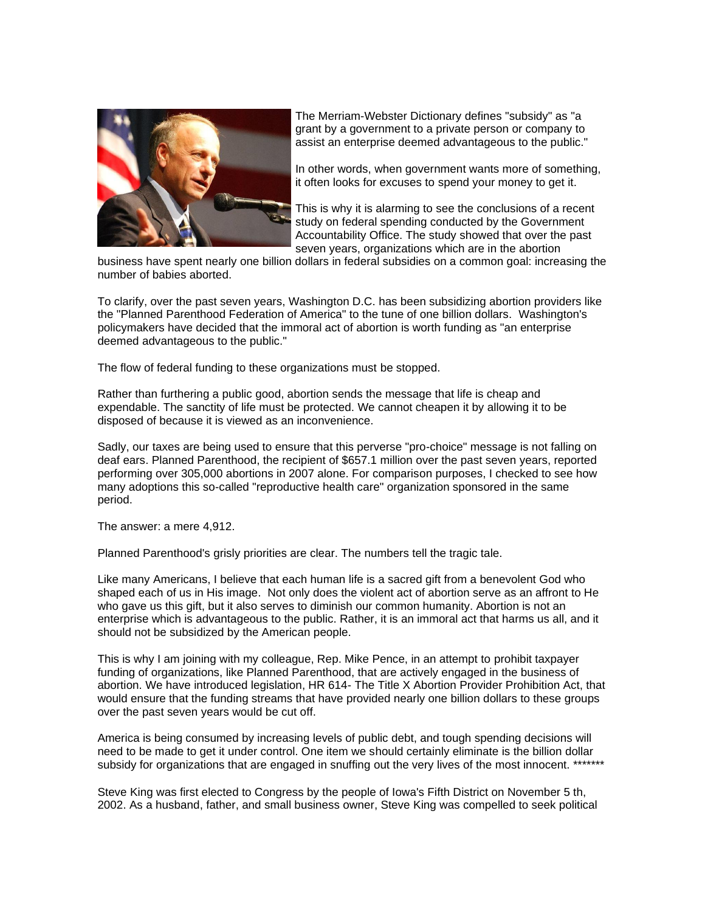The Merriam-Webster Dictionary defines "subsidy" as "a grant by a government to a private person or company to assist an enterprise deemed advantageous to the public."

In other words, when government wants more of something, it often looks for excuses to spend your money to get it.

This is why it is alarming to see the conclusions of a recent study on federal spending conducted by the Government Accountability Office. The study showed that over the past seven years, organizations which are in the abortion business have spent nearly one billion dollars in federal subsidies on a common goal: increasing the number of babies aborted.

To clarify, over the past seven years, Washington D.C. has been subsidizing abortion providers like the "Planned Parenthood Federation of America" to the tune of one billion dollars. Washington's policymakers have decided that the immoral act of abortion is worth funding as "an enterprise deemed advantageous to the public."

The flow of federal funding to these organizations must be stopped.

Rather than furthering a public good, abortion sends the message that life is cheap and expendable. The sanctity of life must be protected. We cannot cheapen it by allowing it to be disposed of because it is viewed as an inconvenience.

Sadly, our taxes are being used to ensure that this perverse "pro-choice" message is not falling on deaf ears. Planned Parenthood, the recipient of $657.1 million over the past seven years, reported performing over 305,000 abortions in 2007 alone. For comparison purposes, I checked to see how many adoptions this so-called "reproductive health care" organization sponsored in the same period.

The answer: a mere 4,912.

Planned Parenthood's grisly priorities are clear. The numbers tell the tragic tale.

Like many Americans, I believe that each human life is a sacred gift from a benevolent God who shaped each of us in His image. Not only does the violent act of abortion serve as an affront to He who gave us this gift, but it also serves to diminish our common humanity. Abortion is not an enterprise which is advantageous to the public. Rather, it is an immoral act that harms us all, and it should not be subsidized by the American people.

This is why I am joining with my colleague, Rep. Mike Pence, in an attempt to prohibit taxpayer funding of organizations, like Planned Parenthood, that are actively engaged in the business of abortion. We have introduced legislation, HR 614- The Title X Abortion Provider Prohibition Act, that would ensure that the funding streams that have provided nearly one billion dollars to these groups over the past seven years would be cut off.

America is being consumed by increasing levels of public debt, and tough spending decisions will need to be made to get it under control. One item we should certainly eliminate is the billion dollar subsidy for organizations that are engaged in snuffing out the very lives of the most innocent. *******

Steve King was first elected to Congress by the people of Iowa's Fifth District on November 5 th, 2002. As a husband, father, and small business owner, Steve King was compelled to seek political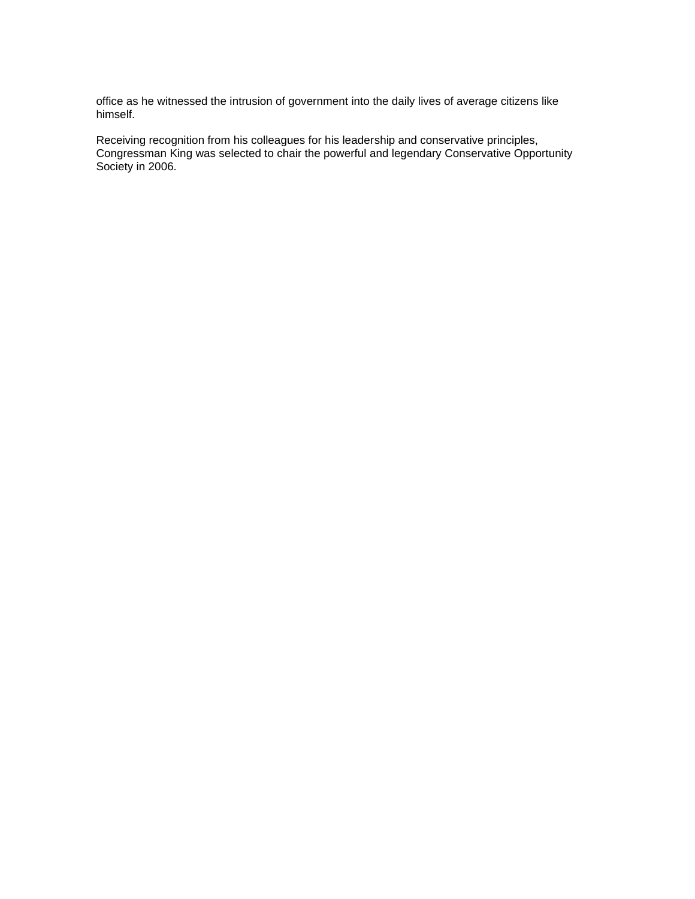office as he witnessed the intrusion of government into the daily lives of average citizens like himself.

Receiving recognition from his colleagues for his leadership and conservative principles, Congressman King was selected to chair the powerful and legendary Conservative Opportunity Society in 2006.